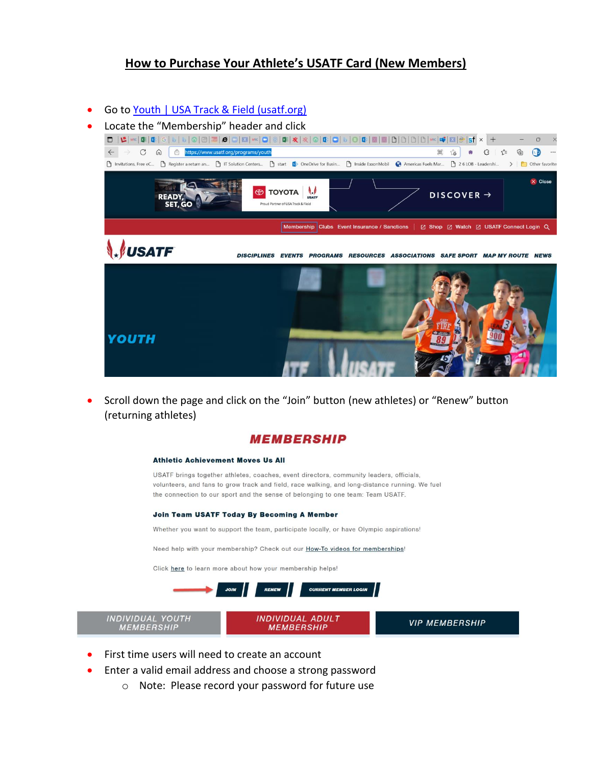# How to Purchase Your Athlete's USATF Card (New Members)

- Go to [Youth | USA Track & Field (usatf.org)](https://www.usatf.org/programs/youth)
- Locate the "Membership" header and click
- Scroll down the page and click on the "Join" button (new athletes) or "Renew" button (returning athletes)
- First time users will need to create an account
- Enter a valid email address and choose a strong password
  - Note: Please record your password for future use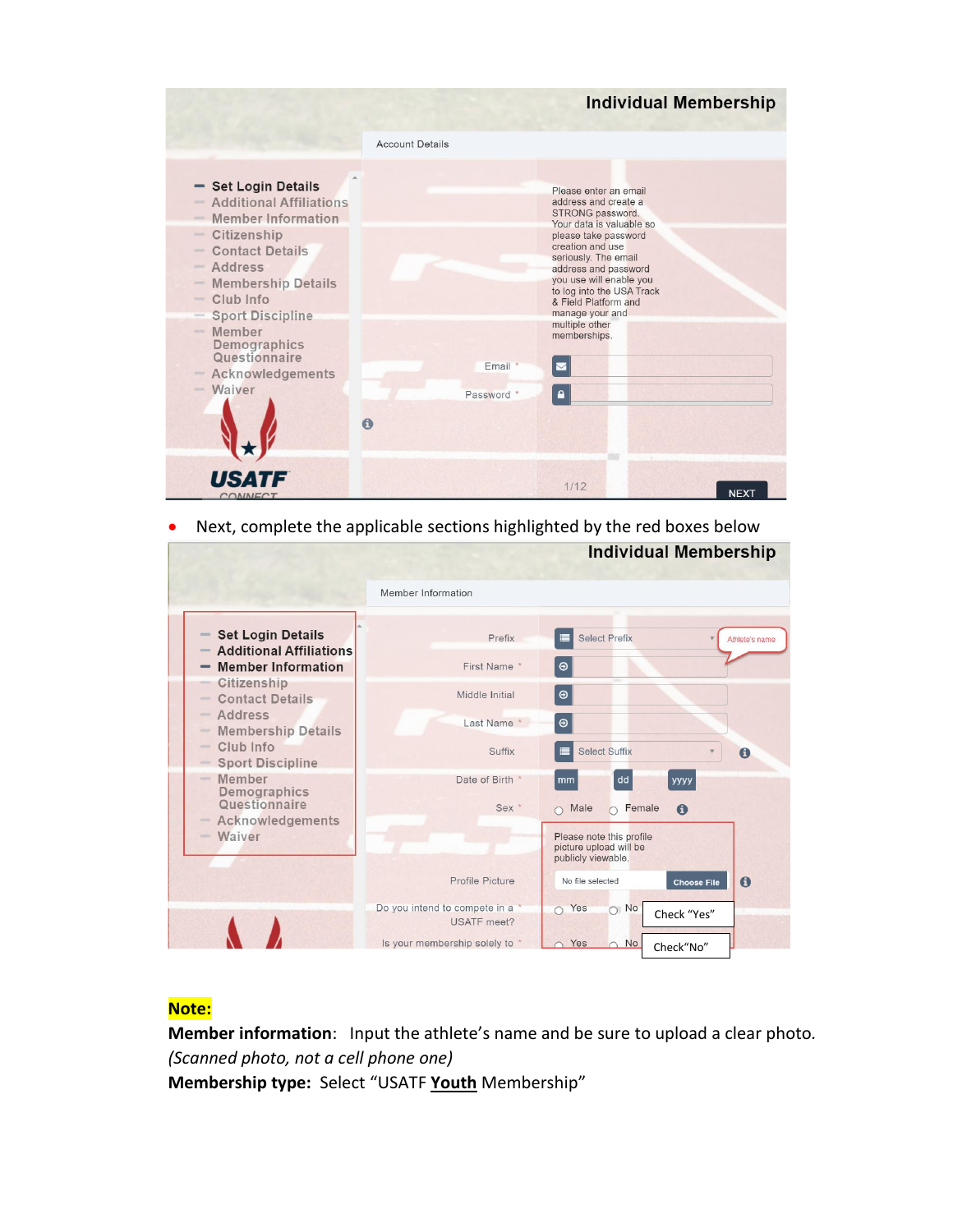**Individual Membership**

Account Details

- Set Login Details
- Additional Affiliations
- Member Information
- Citizenship
- Contact Details
- Address
- Membership Details
- Club Info
- Sport Discipline
- Member Demographics Questionnaire
- Acknowledgements
- Waiver

Please enter an email address and create a STRONG password. Your data is valuable so please take password creation and use seriously. The email address and password you use will enable you to log into the USA Track & Field Platform and manage your and multiple other memberships.

Email *

Password *

USATF CONNECT

1/12

NEXT

- Next, complete the applicable sections highlighted by the red boxes below

**Individual Membership**

Member Information

- Set Login Details
- Additional Affiliations
- Member Information
- Citizenship
- Contact Details
- Address
- Membership Details
- Club Info
- Sport Discipline
- Member Demographics Questionnaire
- Acknowledgements
- Waiver

Prefix: Select Prefix — Athlete's name

First Name *

Middle Initial

Last Name *

Suffix: Select Suffix

Date of Birth *: mm dd yyyy

Sex *: Male Female

Please note this profile picture upload will be publicly viewable.

Profile Picture: No file selected — Choose File

Do you intend to compete in a USATF meet? * Yes No — Check "Yes"

Is your membership solely to * Yes No — Check"No"

**Note:**

**Member information**: Input the athlete's name and be sure to upload a clear photo. *(Scanned photo, not a cell phone one)*

**Membership type:** Select "USATF **Youth** Membership"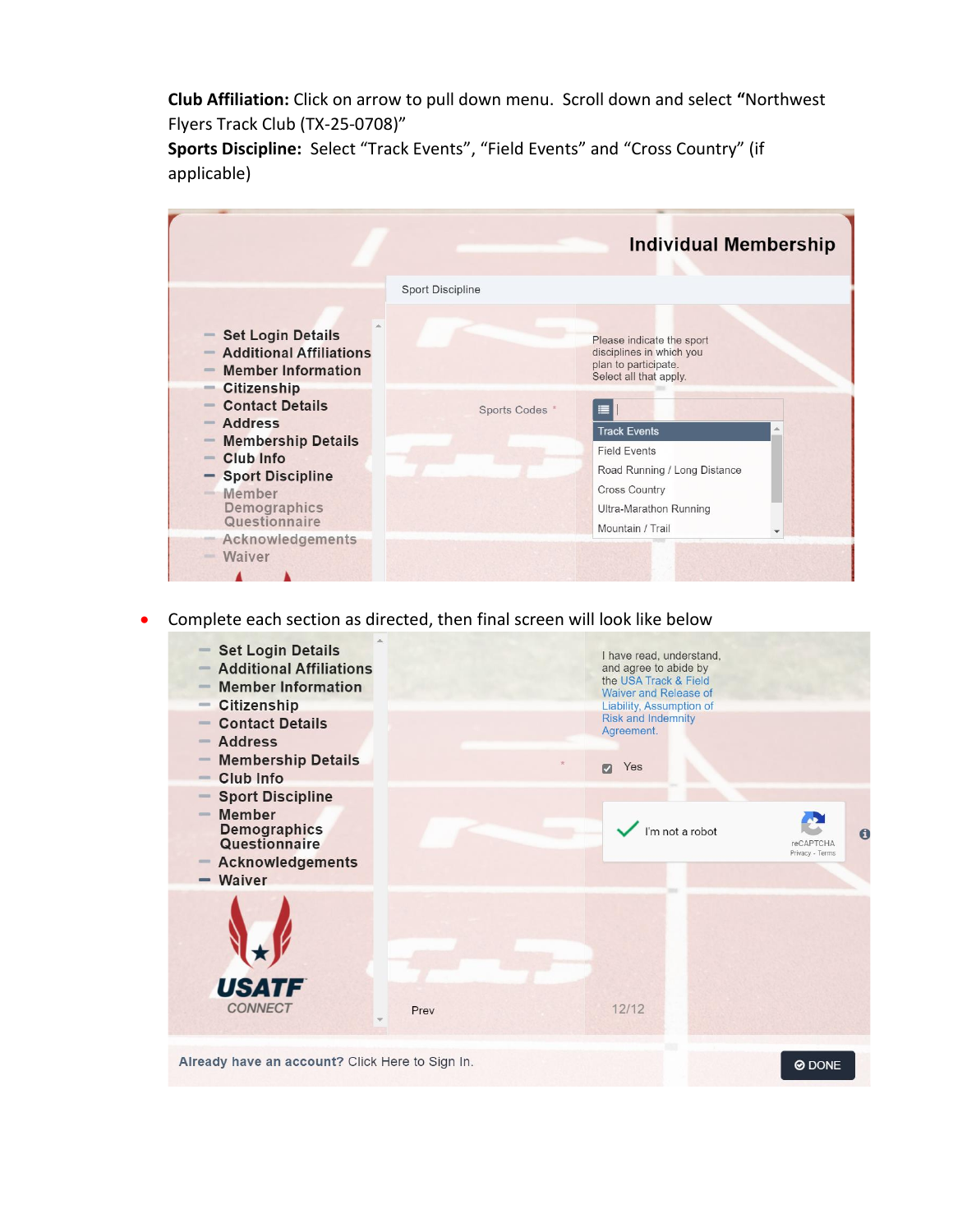**Club Affiliation:** Click on arrow to pull down menu. Scroll down and select **"**Northwest Flyers Track Club (TX-25-0708)"

**Sports Discipline:** Select "Track Events", "Field Events" and "Cross Country" (if applicable)

- Complete each section as directed, then final screen will look like below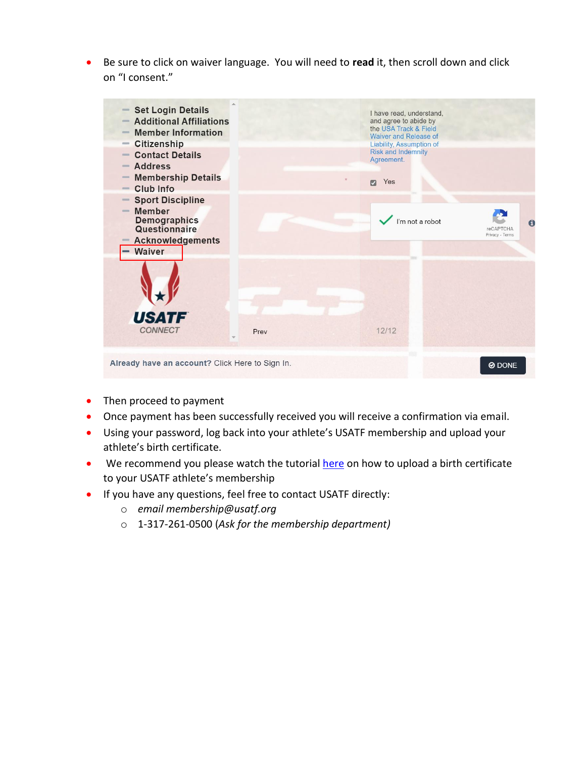- Be sure to click on waiver language. You will need to **read** it, then scroll down and click on "I consent."

- Then proceed to payment
- Once payment has been successfully received you will receive a confirmation via email.
- Using your password, log back into your athlete's USATF membership and upload your athlete's birth certificate.
- We recommend you please watch the tutorial [here]() on how to upload a birth certificate to your USATF athlete's membership
- If you have any questions, feel free to contact USATF directly:
  - *email membership@usatf.org*
  - 1-317-261-0500 (*Ask for the membership department)*